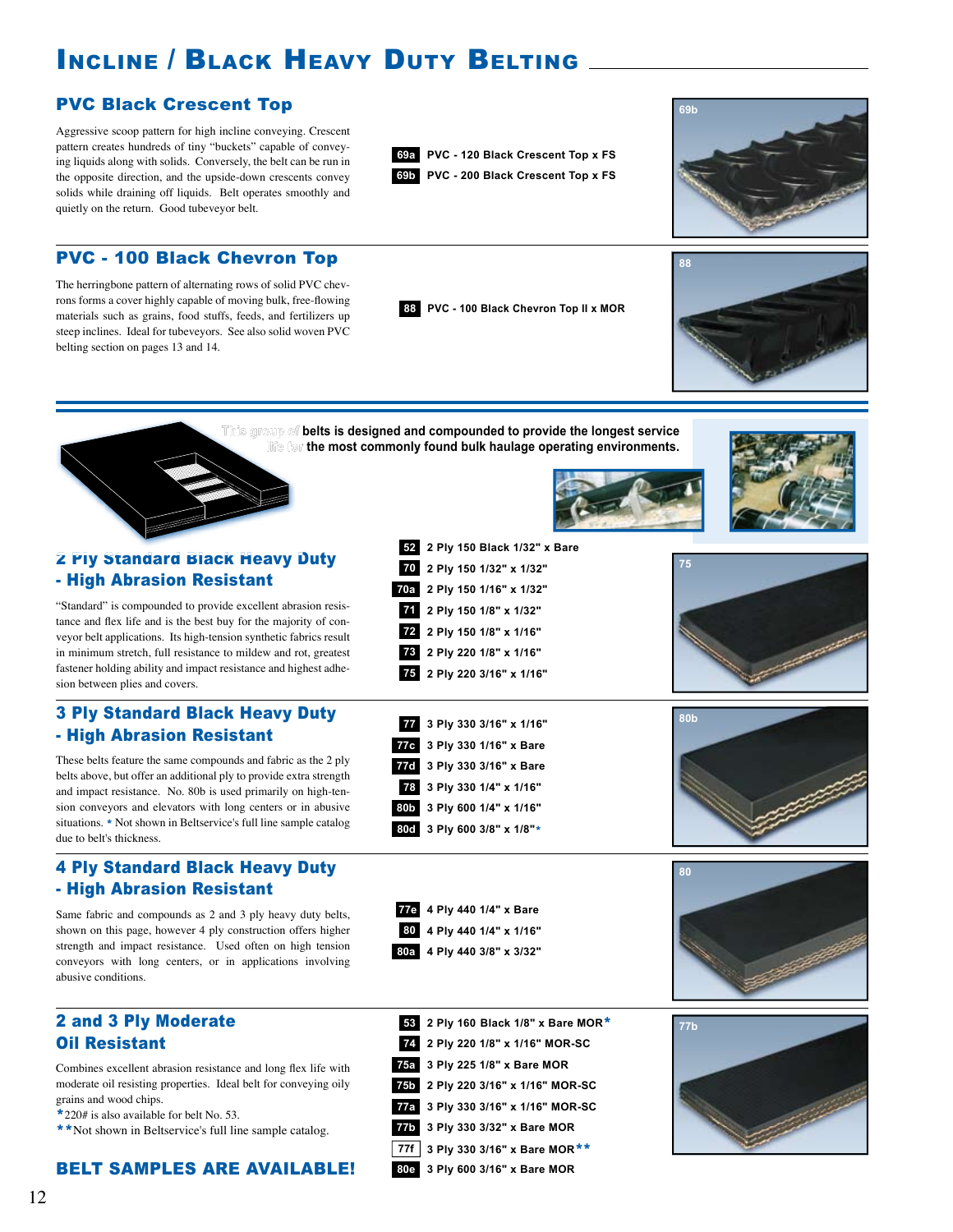# Incline / Black Heavy Duty Belting

## PVC Black Crescent Top

Aggressive scoop pattern for high incline conveying. Crescent pattern creates hundreds of tiny "buckets" capable of conveying liquids along with solids. Conversely, the belt can be run in the opposite direction, and the upside-down crescents convey solids while draining off liquids. Belt operates smoothly and quietly on the return. Good tubeveyor belt.

- **69a** PVC - 120 Black Crescent Top x FS
- **69b** PVC - 200 Black Crescent Top x FS

## PVC - 100 Black Chevron Top

The herringbone pattern of alternating rows of solid PVC chevrons forms a cover highly capable of moving bulk, free-flowing materials such as grains, food stuffs, feeds, and fertilizers up steep inclines. Ideal for tubeveyors. See also solid woven PVC belting section on pages 13 and 14.

- **88** PVC - 100 Black Chevron Top II x MOR

**This group of belts is designed and compounded to provide the longest service life for the most commonly found bulk haulage operating environments.**

## 2 Ply Standard Black Heavy Duty - High Abrasion Resistant

"Standard" is compounded to provide excellent abrasion resistance and flex life and is the best buy for the majority of conveyor belt applications. Its high-tension synthetic fabrics result in minimum stretch, full resistance to mildew and rot, greatest fastener holding ability and impact resistance and highest adhesion between plies and covers.

- **52** 2 Ply 150 Black 1/32" x Bare
- **70** 2 Ply 150 1/32" x 1/32"
- **70a** 2 Ply 150 1/16" x 1/32"
- **71** 2 Ply 150 1/8" x 1/32"
- **72** 2 Ply 150 1/8" x 1/16"
- **73** 2 Ply 220 1/8" x 1/16"
- **75** 2 Ply 220 3/16" x 1/16"

## 3 Ply Standard Black Heavy Duty - High Abrasion Resistant

These belts feature the same compounds and fabric as the 2 ply belts above, but offer an additional ply to provide extra strength and impact resistance. No. 80b is used primarily on high-tension conveyors and elevators with long centers or in abusive situations. * Not shown in Beltservice's full line sample catalog due to belt's thickness.

- **77** 3 Ply 330 3/16" x 1/16"
- **77c** 3 Ply 330 1/16" x Bare
- **77d** 3 Ply 330 3/16" x Bare
- **78** 3 Ply 330 1/4" x 1/16"
- **80b** 3 Ply 600 1/4" x 1/16"
- **80d** 3 Ply 600 3/8" x 1/8"*

## 4 Ply Standard Black Heavy Duty - High Abrasion Resistant

Same fabric and compounds as 2 and 3 ply heavy duty belts, shown on this page, however 4 ply construction offers higher strength and impact resistance. Used often on high tension conveyors with long centers, or in applications involving abusive conditions.

- **77e** 4 Ply 440 1/4" x Bare
- **80** 4 Ply 440 1/4" x 1/16"
- **80a** 4 Ply 440 3/8" x 3/32"

## 2 and 3 Ply Moderate Oil Resistant

Combines excellent abrasion resistance and long flex life with moderate oil resisting properties. Ideal belt for conveying oily grains and wood chips.

*220# is also available for belt No. 53.

**Not shown in Beltservice's full line sample catalog.

- **53** 2 Ply 160 Black 1/8" x Bare MOR*
- **74** 2 Ply 220 1/8" x 1/16" MOR-SC
- **75a** 3 Ply 225 1/8" x Bare MOR
- **75b** 2 Ply 220 3/16" x 1/16" MOR-SC
- **77a** 3 Ply 330 3/16" x 1/16" MOR-SC
- **77b** 3 Ply 330 3/32" x Bare MOR
- **77f** 3 Ply 330 3/16" x Bare MOR**
- **80e** 3 Ply 600 3/16" x Bare MOR

**BELT SAMPLES ARE AVAILABLE!**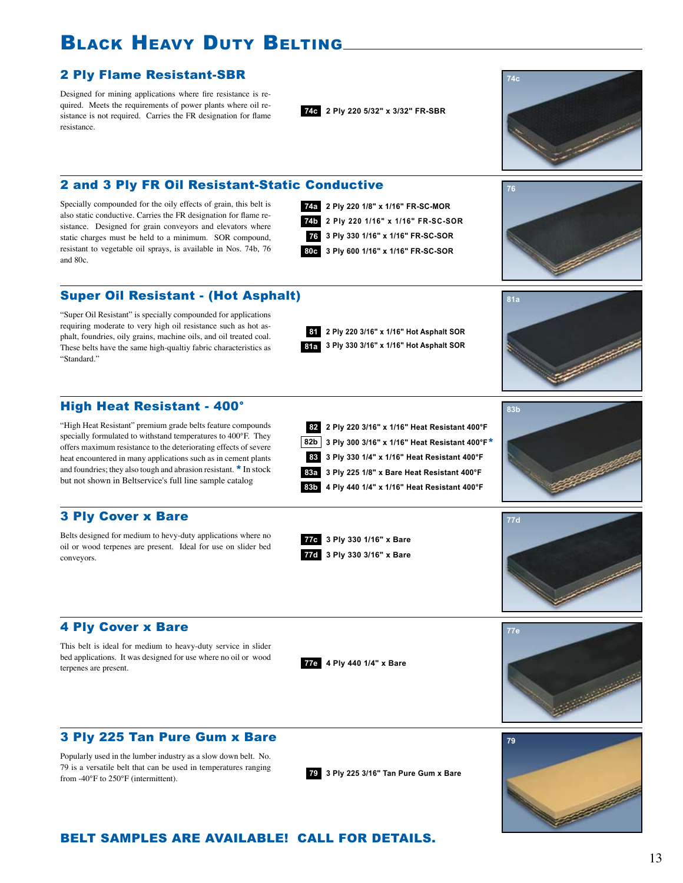# Black Heavy Duty Belting

## 2 Ply Flame Resistant-SBR

Designed for mining applications where fire resistance is required. Meets the requirements of power plants where oil resistance is not required. Carries the FR designation for flame resistance.

- **74c** 2 Ply 220 5/32" x 3/32" FR-SBR

74c

## 2 and 3 Ply FR Oil Resistant-Static Conductive

Specially compounded for the oily effects of grain, this belt is also static conductive. Carries the FR designation for flame resistance. Designed for grain conveyors and elevators where static charges must be held to a minimum. SOR compound, resistant to vegetable oil sprays, is available in Nos. 74b, 76 and 80c.

- **74a** 2 Ply 220 1/8" x 1/16" FR-SC-MOR
- **74b** 2 Ply 220 1/16" x 1/16" FR-SC-SOR
- **76** 3 Ply 330 1/16" x 1/16" FR-SC-SOR
- **80c** 3 Ply 600 1/16" x 1/16" FR-SC-SOR

76

## Super Oil Resistant - (Hot Asphalt)

"Super Oil Resistant" is specially compounded for applications requiring moderate to very high oil resistance such as hot asphalt, foundries, oily grains, machine oils, and oil treated coal. These belts have the same high-qualtiy fabric characteristics as "Standard."

- **81** 2 Ply 220 3/16" x 1/16" Hot Asphalt SOR
- **81a** 3 Ply 330 3/16" x 1/16" Hot Asphalt SOR

81a

## High Heat Resistant - 400°

"High Heat Resistant" premium grade belts feature compounds specially formulated to withstand temperatures to 400°F. They offers maximum resistance to the deteriorating effects of severe heat encountered in many applications such as in cement plants and foundries; they also tough and abrasion resistant. * In stock but not shown in Beltservice's full line sample catalog

- **82** 2 Ply 220 3/16" x 1/16" Heat Resistant 400°F
- **82b** 3 Ply 300 3/16" x 1/16" Heat Resistant 400°F*
- **83** 3 Ply 330 1/4" x 1/16" Heat Resistant 400°F
- **83a** 3 Ply 225 1/8" x Bare Heat Resistant 400°F
- **83b** 4 Ply 440 1/4" x 1/16" Heat Resistant 400°F

83b

## 3 Ply Cover x Bare

Belts designed for medium to hevy-duty applications where no oil or wood terpenes are present. Ideal for use on slider bed conveyors.

- **77c** 3 Ply 330 1/16" x Bare
- **77d** 3 Ply 330 3/16" x Bare

77d

## 4 Ply Cover x Bare

This belt is ideal for medium to heavy-duty service in slider bed applications. It was designed for use where no oil or wood terpenes are present.

- **77e** 4 Ply 440 1/4" x Bare

77e

## 3 Ply 225 Tan Pure Gum x Bare

Popularly used in the lumber industry as a slow down belt. No. 79 is a versatile belt that can be used in temperatures ranging from -40°F to 250°F (intermittent).

- **79** 3 Ply 225 3/16" Tan Pure Gum x Bare

79

**BELT SAMPLES ARE AVAILABLE! CALL FOR DETAILS.**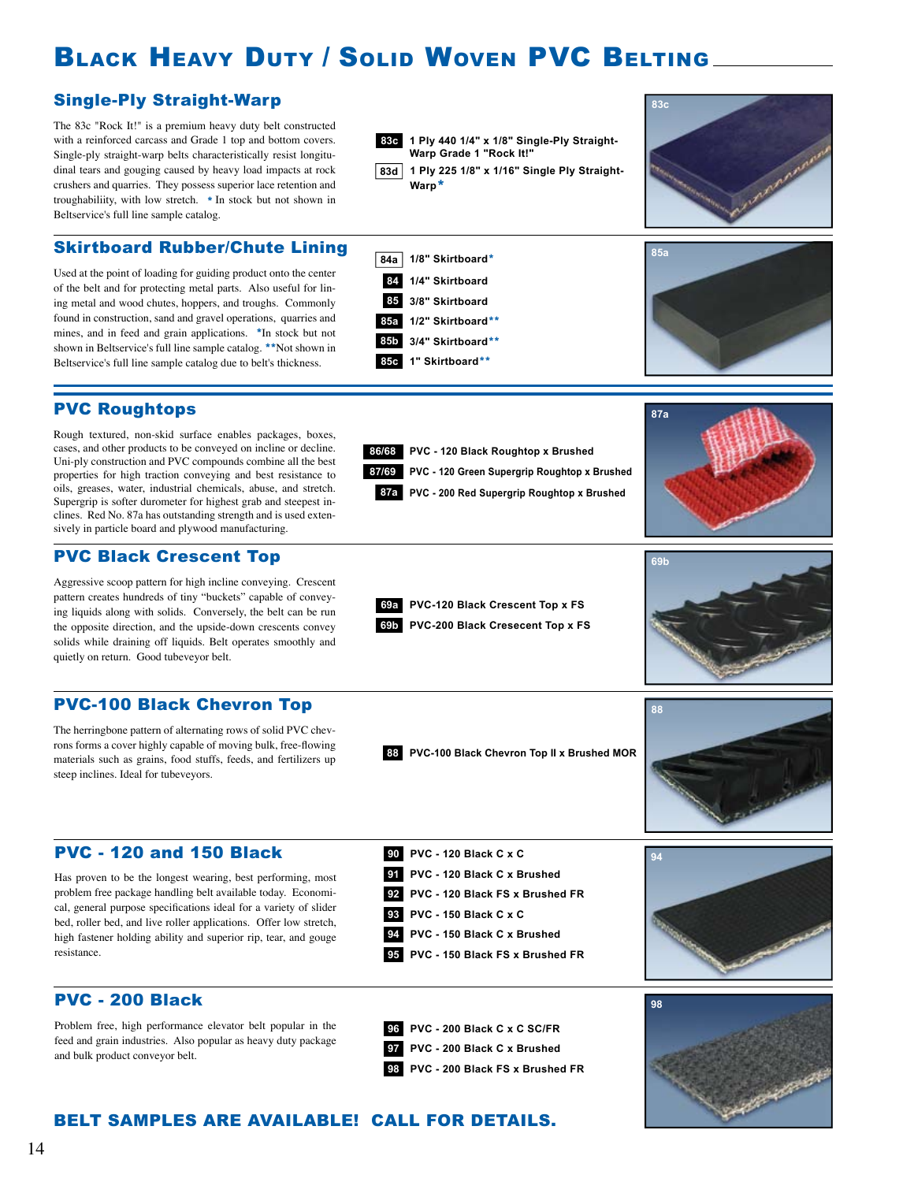# Black Heavy Duty / Solid Woven PVC Belting

## Single-Ply Straight-Warp

The 83c "Rock It!" is a premium heavy duty belt constructed with a reinforced carcass and Grade 1 top and bottom covers. Single-ply straight-warp belts characteristically resist longitudinal tears and gouging caused by heavy load impacts at rock crushers and quarries. They possess superior lace retention and troughabiliity, with low stretch. * In stock but not shown in Beltservice's full line sample catalog.

- **83c** 1 Ply 440 1/4" x 1/8" Single-Ply Straight-Warp Grade 1 "Rock It!"
- **83d** 1 Ply 225 1/8" x 1/16" Single Ply Straight-Warp*

83c

## Skirtboard Rubber/Chute Lining

Used at the point of loading for guiding product onto the center of the belt and for protecting metal parts. Also useful for lining metal and wood chutes, hoppers, and troughs. Commonly found in construction, sand and gravel operations, quarries and mines, and in feed and grain applications. *In stock but not shown in Beltservice's full line sample catalog. **Not shown in Beltservice's full line sample catalog due to belt's thickness.

- **84a** 1/8" Skirtboard*
- **84** 1/4" Skirtboard
- **85** 3/8" Skirtboard
- **85a** 1/2" Skirtboard**
- **85b** 3/4" Skirtboard**
- **85c** 1" Skirtboard**

85a

## PVC Roughtops

Rough textured, non-skid surface enables packages, boxes, cases, and other products to be conveyed on incline or decline. Uni-ply construction and PVC compounds combine all the best properties for high traction conveying and best resistance to oils, greases, water, industrial chemicals, abuse, and stretch. Supergrip is softer durometer for highest grab and steepest inclines. Red No. 87a has outstanding strength and is used extensively in particle board and plywood manufacturing.

- **86/68** PVC - 120 Black Roughtop x Brushed
- **87/69** PVC - 120 Green Supergrip Roughtop x Brushed
- **87a** PVC - 200 Red Supergrip Roughtop x Brushed

87a

## PVC Black Crescent Top

Aggressive scoop pattern for high incline conveying. Crescent pattern creates hundreds of tiny "buckets" capable of conveying liquids along with solids. Conversely, the belt can be run the opposite direction, and the upside-down crescents convey solids while draining off liquids. Belt operates smoothly and quietly on return. Good tubeveyor belt.

- **69a** PVC-120 Black Crescent Top x FS
- **69b** PVC-200 Black Cresecent Top x FS

69b

## PVC-100 Black Chevron Top

The herringbone pattern of alternating rows of solid PVC chevrons forms a cover highly capable of moving bulk, free-flowing materials such as grains, food stuffs, feeds, and fertilizers up steep inclines. Ideal for tubeveyors.

- **88** PVC-100 Black Chevron Top II x Brushed MOR

88

## PVC - 120 and 150 Black

Has proven to be the longest wearing, best performing, most problem free package handling belt available today. Economical, general purpose specifications ideal for a variety of slider bed, roller bed, and live roller applications. Offer low stretch, high fastener holding ability and superior rip, tear, and gouge resistance.

- **90** PVC - 120 Black C x C
- **91** PVC - 120 Black C x Brushed
- **92** PVC - 120 Black FS x Brushed FR
- **93** PVC - 150 Black C x C
- **94** PVC - 150 Black C x Brushed
- **95** PVC - 150 Black FS x Brushed FR

94

## PVC - 200 Black

Problem free, high performance elevator belt popular in the feed and grain industries. Also popular as heavy duty package and bulk product conveyor belt.

- **96** PVC - 200 Black C x C SC/FR
- **97** PVC - 200 Black C x Brushed
- **98** PVC - 200 Black FS x Brushed FR

98

**BELT SAMPLES ARE AVAILABLE! CALL FOR DETAILS.**